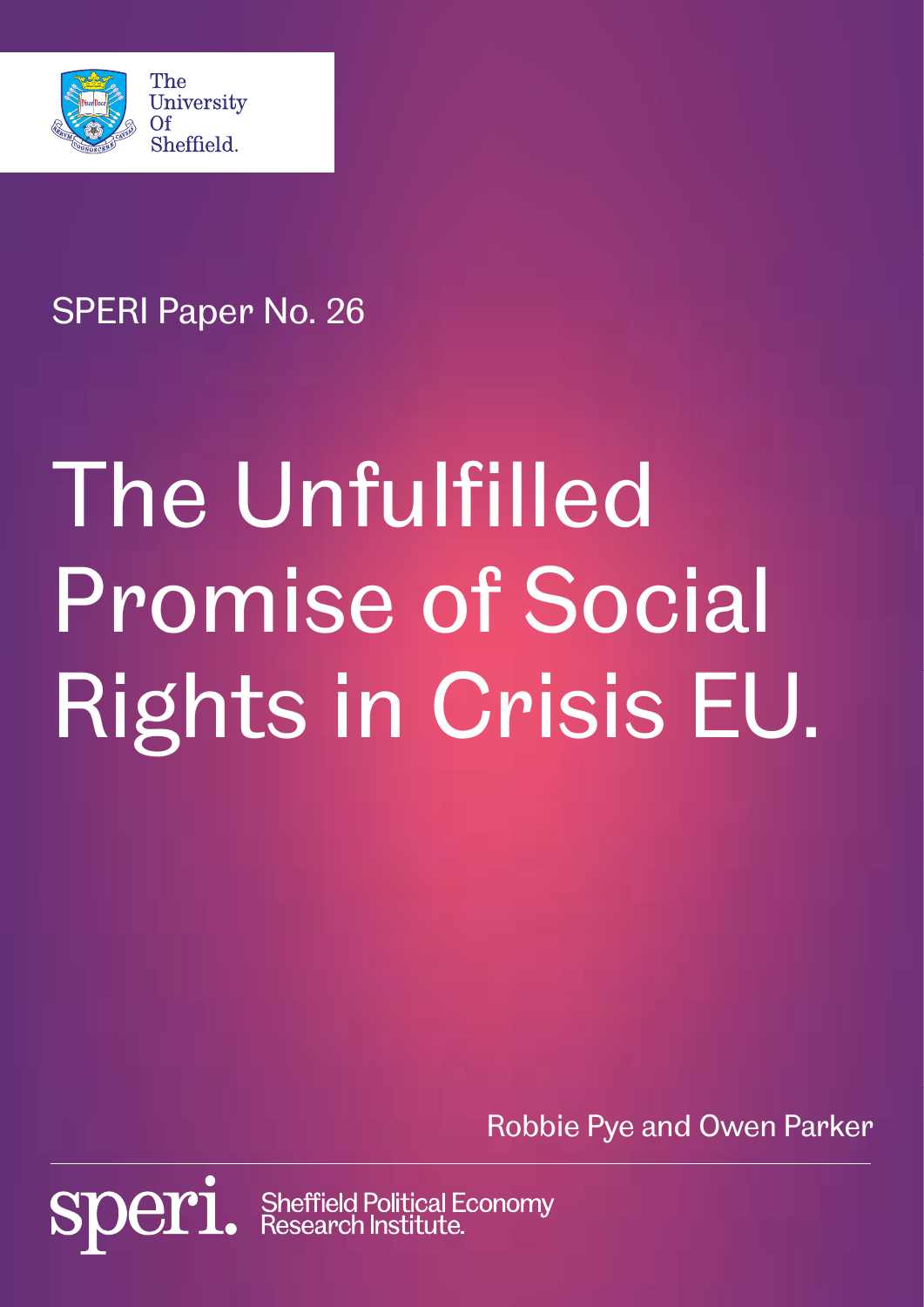The University Of Sheffield.

SPERI Paper No. 26

# The Unfulfilled Promise of Social Rights in Crisis EU.

Robbie Pye and Owen Parker

speri. Sheffield Political Economy Research Institute.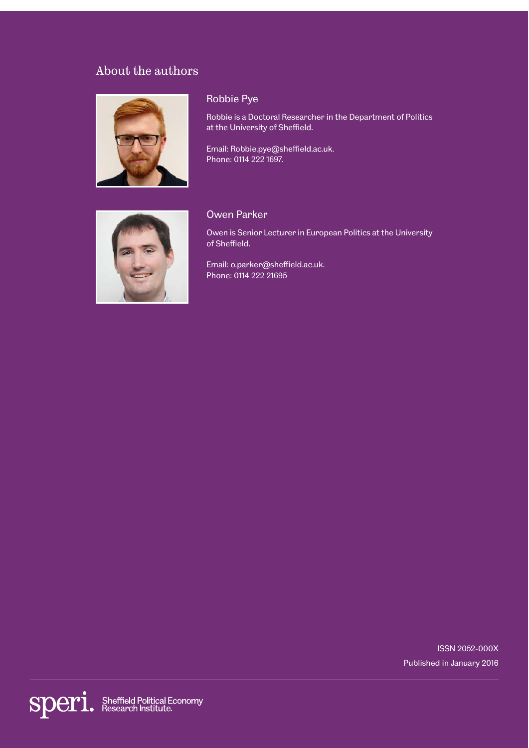## About the authors

### Robbie Pye

Robbie is a Doctoral Researcher in the Department of Politics at the University of Sheffield.

Email: Robbie.pye@sheffield.ac.uk.
Phone: 0114 222 1697.

### Owen Parker

Owen is Senior Lecturer in European Politics at the University of Sheffield.

Email: o.parker@sheffield.ac.uk.
Phone: 0114 222 21695

ISSN 2052-000X
Published in January 2016

speri. Sheffield Political Economy Research Institute.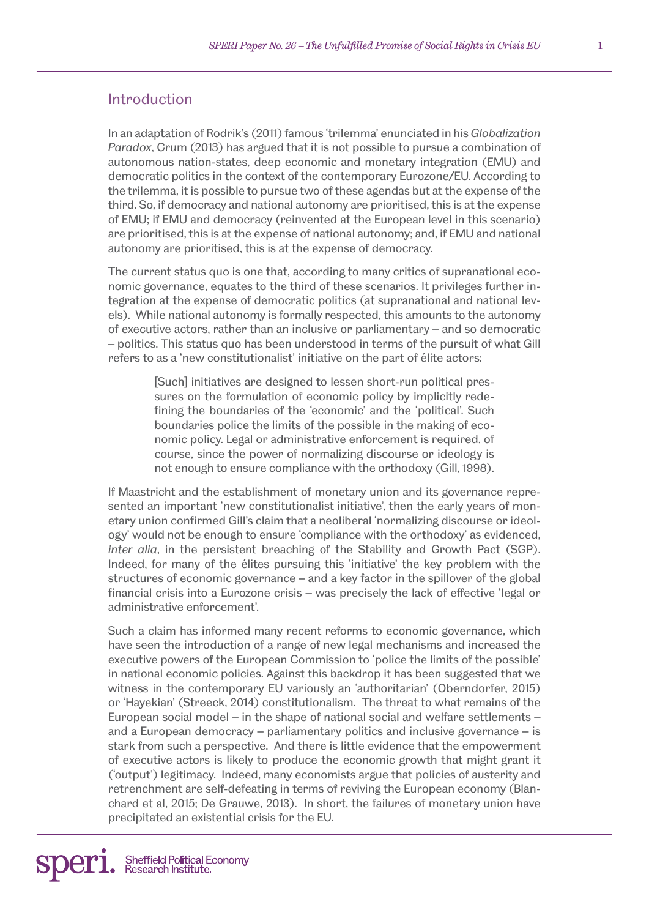## Introduction

In an adaptation of Rodrik's (2011) famous 'trilemma' enunciated in his *Globalization Paradox*, Crum (2013) has argued that it is not possible to pursue a combination of autonomous nation-states, deep economic and monetary integration (EMU) and democratic politics in the context of the contemporary Eurozone/EU. According to the trilemma, it is possible to pursue two of these agendas but at the expense of the third. So, if democracy and national autonomy are prioritised, this is at the expense of EMU; if EMU and democracy (reinvented at the European level in this scenario) are prioritised, this is at the expense of national autonomy; and, if EMU and national autonomy are prioritised, this is at the expense of democracy.

The current status quo is one that, according to many critics of supranational economic governance, equates to the third of these scenarios. It privileges further integration at the expense of democratic politics (at supranational and national levels). While national autonomy is formally respected, this amounts to the autonomy of executive actors, rather than an inclusive or parliamentary – and so democratic – politics. This status quo has been understood in terms of the pursuit of what Gill refers to as a 'new constitutionalist' initiative on the part of élite actors:

> [Such] initiatives are designed to lessen short-run political pressures on the formulation of economic policy by implicitly redefining the boundaries of the 'economic' and the 'political'. Such boundaries police the limits of the possible in the making of economic policy. Legal or administrative enforcement is required, of course, since the power of normalizing discourse or ideology is not enough to ensure compliance with the orthodoxy (Gill, 1998).

If Maastricht and the establishment of monetary union and its governance represented an important 'new constitutionalist initiative', then the early years of monetary union confirmed Gill's claim that a neoliberal 'normalizing discourse or ideology' would not be enough to ensure 'compliance with the orthodoxy' as evidenced, *inter alia*, in the persistent breaching of the Stability and Growth Pact (SGP). Indeed, for many of the élites pursuing this 'initiative' the key problem with the structures of economic governance – and a key factor in the spillover of the global financial crisis into a Eurozone crisis – was precisely the lack of effective 'legal or administrative enforcement'.

Such a claim has informed many recent reforms to economic governance, which have seen the introduction of a range of new legal mechanisms and increased the executive powers of the European Commission to 'police the limits of the possible' in national economic policies. Against this backdrop it has been suggested that we witness in the contemporary EU variously an 'authoritarian' (Oberndorfer, 2015) or 'Hayekian' (Streeck, 2014) constitutionalism. The threat to what remains of the European social model – in the shape of national social and welfare settlements – and a European democracy – parliamentary politics and inclusive governance – is stark from such a perspective. And there is little evidence that the empowerment of executive actors is likely to produce the economic growth that might grant it ('output') legitimacy. Indeed, many economists argue that policies of austerity and retrenchment are self-defeating in terms of reviving the European economy (Blanchard et al, 2015; De Grauwe, 2013). In short, the failures of monetary union have precipitated an existential crisis for the EU.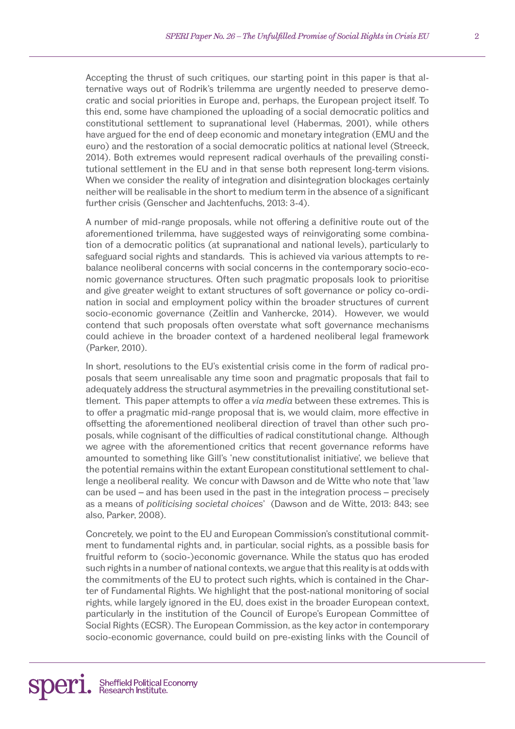Accepting the thrust of such critiques, our starting point in this paper is that alternative ways out of Rodrik's trilemma are urgently needed to preserve democratic and social priorities in Europe and, perhaps, the European project itself. To this end, some have championed the uploading of a social democratic politics and constitutional settlement to supranational level (Habermas, 2001), while others have argued for the end of deep economic and monetary integration (EMU and the euro) and the restoration of a social democratic politics at national level (Streeck, 2014). Both extremes would represent radical overhauls of the prevailing constitutional settlement in the EU and in that sense both represent long-term visions. When we consider the reality of integration and disintegration blockages certainly neither will be realisable in the short to medium term in the absence of a significant further crisis (Genscher and Jachtenfuchs, 2013: 3-4).

A number of mid-range proposals, while not offering a definitive route out of the aforementioned trilemma, have suggested ways of reinvigorating some combination of a democratic politics (at supranational and national levels), particularly to safeguard social rights and standards. This is achieved via various attempts to rebalance neoliberal concerns with social concerns in the contemporary socio-economic governance structures. Often such pragmatic proposals look to prioritise and give greater weight to extant structures of soft governance or policy co-ordination in social and employment policy within the broader structures of current socio-economic governance (Zeitlin and Vanhercke, 2014). However, we would contend that such proposals often overstate what soft governance mechanisms could achieve in the broader context of a hardened neoliberal legal framework (Parker, 2010).

In short, resolutions to the EU's existential crisis come in the form of radical proposals that seem unrealisable any time soon and pragmatic proposals that fail to adequately address the structural asymmetries in the prevailing constitutional settlement. This paper attempts to offer a *via media* between these extremes. This is to offer a pragmatic mid-range proposal that is, we would claim, more effective in offsetting the aforementioned neoliberal direction of travel than other such proposals, while cognisant of the difficulties of radical constitutional change. Although we agree with the aforementioned critics that recent governance reforms have amounted to something like Gill's 'new constitutionalist initiative', we believe that the potential remains within the extant European constitutional settlement to challenge a neoliberal reality. We concur with Dawson and de Witte who note that 'law can be used – and has been used in the past in the integration process – precisely as a means of *politicising societal choices*' (Dawson and de Witte, 2013: 843; see also, Parker, 2008).

Concretely, we point to the EU and European Commission's constitutional commitment to fundamental rights and, in particular, social rights, as a possible basis for fruitful reform to (socio-)economic governance. While the status quo has eroded such rights in a number of national contexts, we argue that this reality is at odds with the commitments of the EU to protect such rights, which is contained in the Charter of Fundamental Rights. We highlight that the post-national monitoring of social rights, while largely ignored in the EU, does exist in the broader European context, particularly in the institution of the Council of Europe's European Committee of Social Rights (ECSR). The European Commission, as the key actor in contemporary socio-economic governance, could build on pre-existing links with the Council of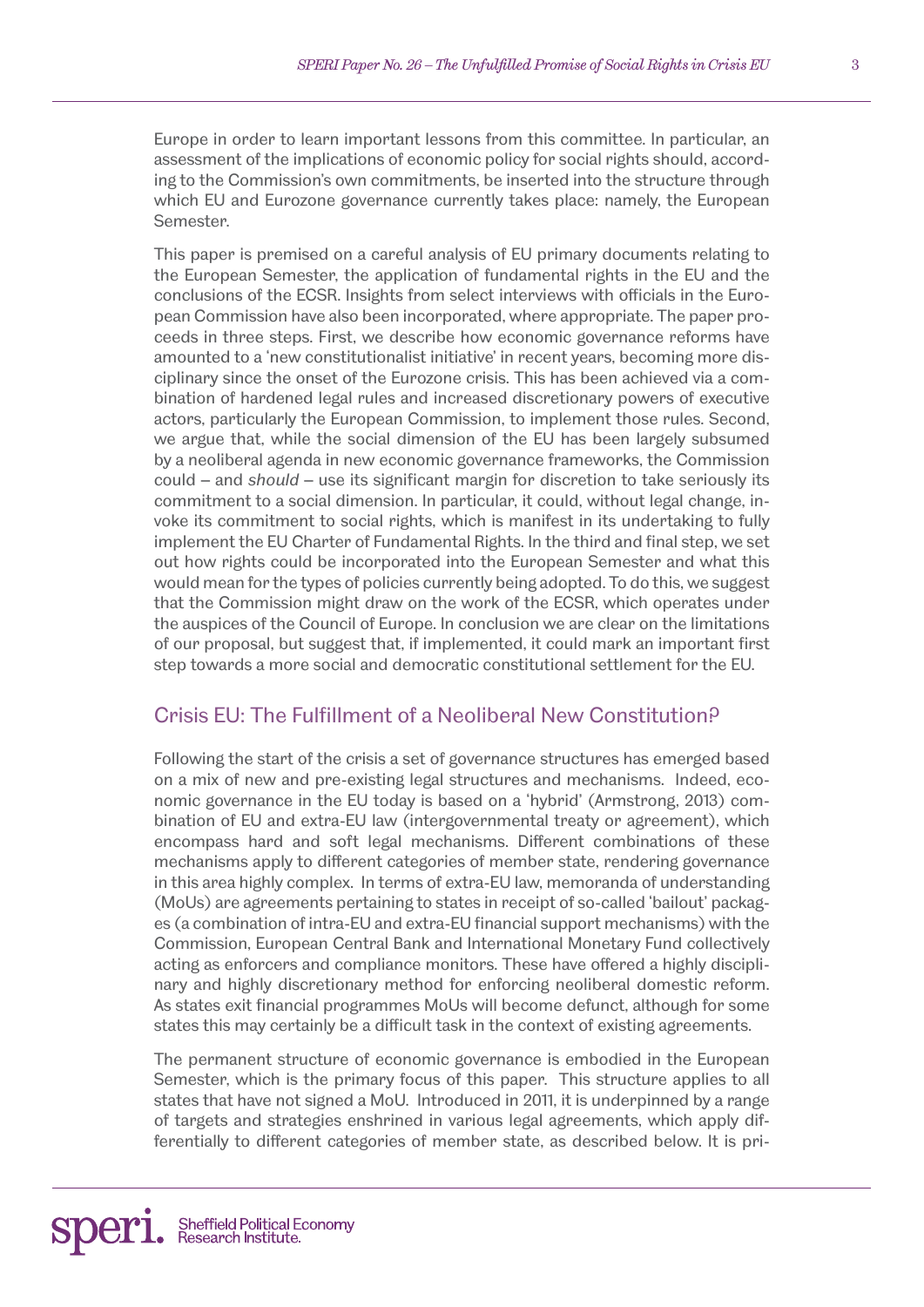Europe in order to learn important lessons from this committee. In particular, an assessment of the implications of economic policy for social rights should, according to the Commission's own commitments, be inserted into the structure through which EU and Eurozone governance currently takes place: namely, the European Semester.

This paper is premised on a careful analysis of EU primary documents relating to the European Semester, the application of fundamental rights in the EU and the conclusions of the ECSR. Insights from select interviews with officials in the European Commission have also been incorporated, where appropriate. The paper proceeds in three steps. First, we describe how economic governance reforms have amounted to a 'new constitutionalist initiative' in recent years, becoming more disciplinary since the onset of the Eurozone crisis. This has been achieved via a combination of hardened legal rules and increased discretionary powers of executive actors, particularly the European Commission, to implement those rules. Second, we argue that, while the social dimension of the EU has been largely subsumed by a neoliberal agenda in new economic governance frameworks, the Commission could – and *should* – use its significant margin for discretion to take seriously its commitment to a social dimension. In particular, it could, without legal change, invoke its commitment to social rights, which is manifest in its undertaking to fully implement the EU Charter of Fundamental Rights. In the third and final step, we set out how rights could be incorporated into the European Semester and what this would mean for the types of policies currently being adopted. To do this, we suggest that the Commission might draw on the work of the ECSR, which operates under the auspices of the Council of Europe. In conclusion we are clear on the limitations of our proposal, but suggest that, if implemented, it could mark an important first step towards a more social and democratic constitutional settlement for the EU.

## Crisis EU: The Fulfillment of a Neoliberal New Constitution?

Following the start of the crisis a set of governance structures has emerged based on a mix of new and pre-existing legal structures and mechanisms. Indeed, economic governance in the EU today is based on a 'hybrid' (Armstrong, 2013) combination of EU and extra-EU law (intergovernmental treaty or agreement), which encompass hard and soft legal mechanisms. Different combinations of these mechanisms apply to different categories of member state, rendering governance in this area highly complex. In terms of extra-EU law, memoranda of understanding (MoUs) are agreements pertaining to states in receipt of so-called 'bailout' packages (a combination of intra-EU and extra-EU financial support mechanisms) with the Commission, European Central Bank and International Monetary Fund collectively acting as enforcers and compliance monitors. These have offered a highly disciplinary and highly discretionary method for enforcing neoliberal domestic reform. As states exit financial programmes MoUs will become defunct, although for some states this may certainly be a difficult task in the context of existing agreements.

The permanent structure of economic governance is embodied in the European Semester, which is the primary focus of this paper. This structure applies to all states that have not signed a MoU. Introduced in 2011, it is underpinned by a range of targets and strategies enshrined in various legal agreements, which apply differentially to different categories of member state, as described below. It is pri-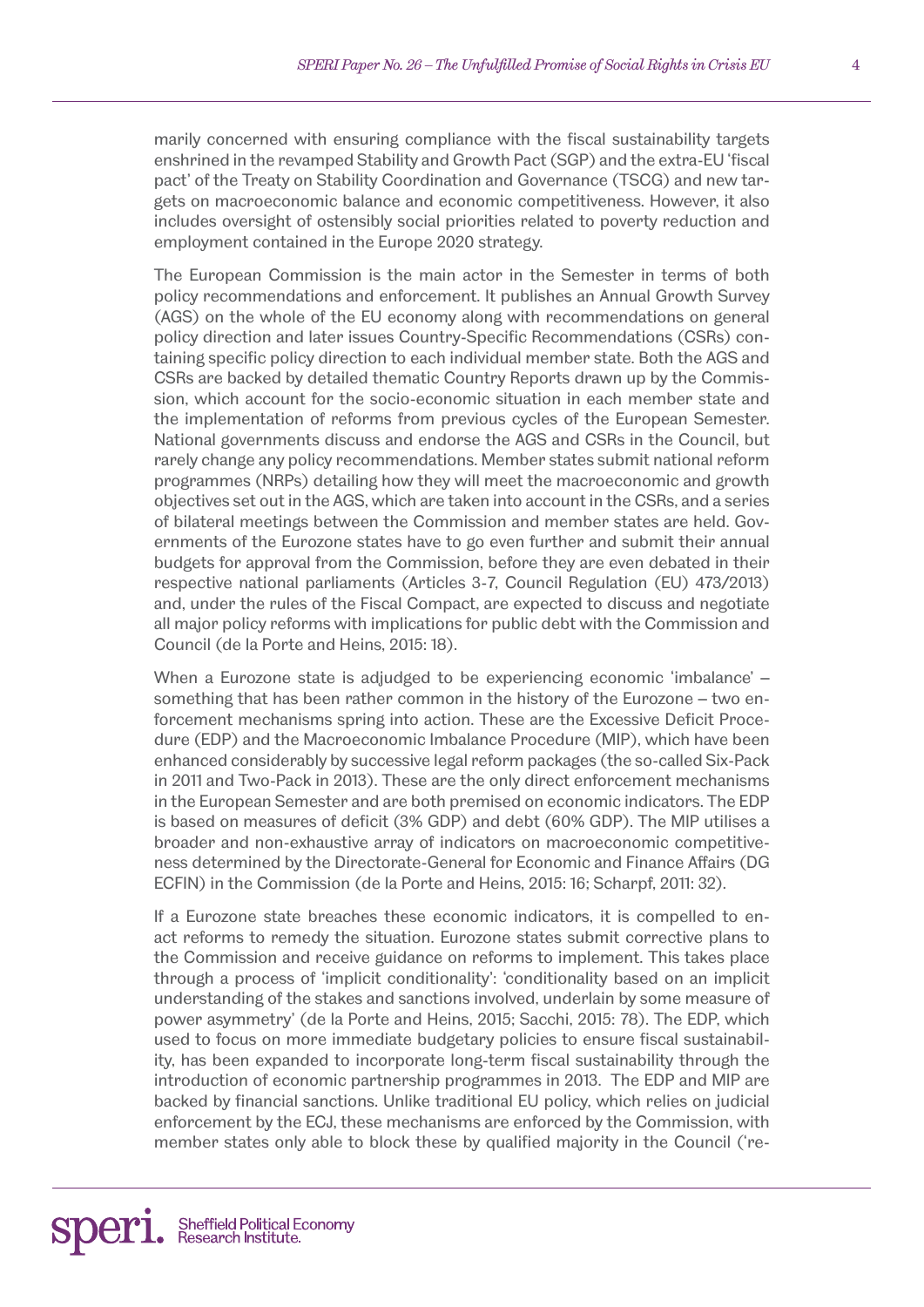marily concerned with ensuring compliance with the fiscal sustainability targets enshrined in the revamped Stability and Growth Pact (SGP) and the extra-EU 'fiscal pact' of the Treaty on Stability Coordination and Governance (TSCG) and new targets on macroeconomic balance and economic competitiveness. However, it also includes oversight of ostensibly social priorities related to poverty reduction and employment contained in the Europe 2020 strategy.

The European Commission is the main actor in the Semester in terms of both policy recommendations and enforcement. It publishes an Annual Growth Survey (AGS) on the whole of the EU economy along with recommendations on general policy direction and later issues Country-Specific Recommendations (CSRs) containing specific policy direction to each individual member state. Both the AGS and CSRs are backed by detailed thematic Country Reports drawn up by the Commission, which account for the socio-economic situation in each member state and the implementation of reforms from previous cycles of the European Semester. National governments discuss and endorse the AGS and CSRs in the Council, but rarely change any policy recommendations. Member states submit national reform programmes (NRPs) detailing how they will meet the macroeconomic and growth objectives set out in the AGS, which are taken into account in the CSRs, and a series of bilateral meetings between the Commission and member states are held. Governments of the Eurozone states have to go even further and submit their annual budgets for approval from the Commission, before they are even debated in their respective national parliaments (Articles 3-7, Council Regulation (EU) 473/2013) and, under the rules of the Fiscal Compact, are expected to discuss and negotiate all major policy reforms with implications for public debt with the Commission and Council (de la Porte and Heins, 2015: 18).

When a Eurozone state is adjudged to be experiencing economic 'imbalance' – something that has been rather common in the history of the Eurozone – two enforcement mechanisms spring into action. These are the Excessive Deficit Procedure (EDP) and the Macroeconomic Imbalance Procedure (MIP), which have been enhanced considerably by successive legal reform packages (the so-called Six-Pack in 2011 and Two-Pack in 2013). These are the only direct enforcement mechanisms in the European Semester and are both premised on economic indicators. The EDP is based on measures of deficit (3% GDP) and debt (60% GDP). The MIP utilises a broader and non-exhaustive array of indicators on macroeconomic competitiveness determined by the Directorate-General for Economic and Finance Affairs (DG ECFIN) in the Commission (de la Porte and Heins, 2015: 16; Scharpf, 2011: 32).

If a Eurozone state breaches these economic indicators, it is compelled to enact reforms to remedy the situation. Eurozone states submit corrective plans to the Commission and receive guidance on reforms to implement. This takes place through a process of 'implicit conditionality': 'conditionality based on an implicit understanding of the stakes and sanctions involved, underlain by some measure of power asymmetry' (de la Porte and Heins, 2015; Sacchi, 2015: 78). The EDP, which used to focus on more immediate budgetary policies to ensure fiscal sustainability, has been expanded to incorporate long-term fiscal sustainability through the introduction of economic partnership programmes in 2013. The EDP and MIP are backed by financial sanctions. Unlike traditional EU policy, which relies on judicial enforcement by the ECJ, these mechanisms are enforced by the Commission, with member states only able to block these by qualified majority in the Council ('re-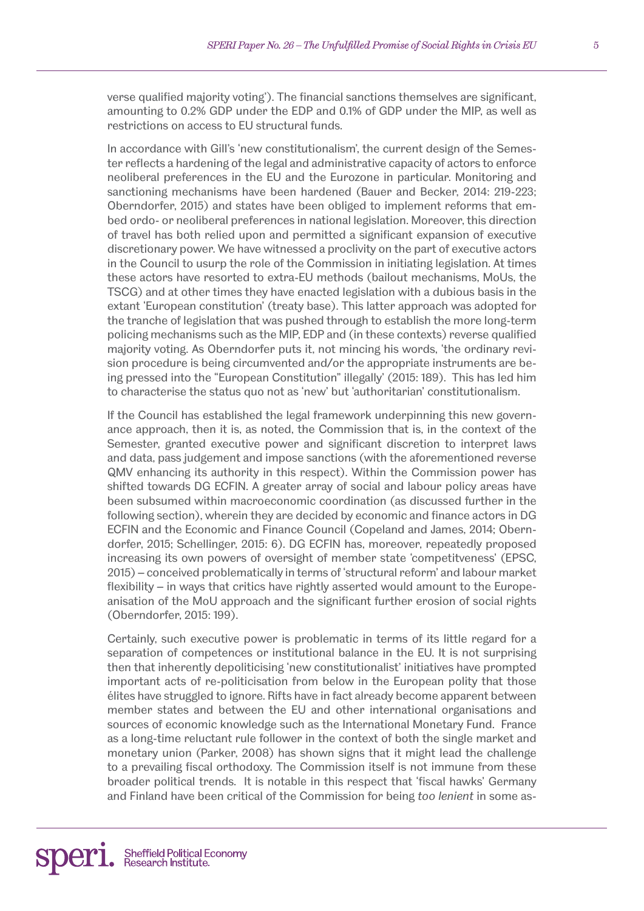verse qualified majority voting'). The financial sanctions themselves are significant, amounting to 0.2% GDP under the EDP and 0.1% of GDP under the MIP, as well as restrictions on access to EU structural funds.

In accordance with Gill's 'new constitutionalism', the current design of the Semester reflects a hardening of the legal and administrative capacity of actors to enforce neoliberal preferences in the EU and the Eurozone in particular. Monitoring and sanctioning mechanisms have been hardened (Bauer and Becker, 2014: 219-223; Oberndorfer, 2015) and states have been obliged to implement reforms that embed ordo- or neoliberal preferences in national legislation. Moreover, this direction of travel has both relied upon and permitted a significant expansion of executive discretionary power. We have witnessed a proclivity on the part of executive actors in the Council to usurp the role of the Commission in initiating legislation. At times these actors have resorted to extra-EU methods (bailout mechanisms, MoUs, the TSCG) and at other times they have enacted legislation with a dubious basis in the extant 'European constitution' (treaty base). This latter approach was adopted for the tranche of legislation that was pushed through to establish the more long-term policing mechanisms such as the MIP, EDP and (in these contexts) reverse qualified majority voting. As Oberndorfer puts it, not mincing his words, 'the ordinary revision procedure is being circumvented and/or the appropriate instruments are being pressed into the "European Constitution" illegally' (2015: 189). This has led him to characterise the status quo not as 'new' but 'authoritarian' constitutionalism.

If the Council has established the legal framework underpinning this new governance approach, then it is, as noted, the Commission that is, in the context of the Semester, granted executive power and significant discretion to interpret laws and data, pass judgement and impose sanctions (with the aforementioned reverse QMV enhancing its authority in this respect). Within the Commission power has shifted towards DG ECFIN. A greater array of social and labour policy areas have been subsumed within macroeconomic coordination (as discussed further in the following section), wherein they are decided by economic and finance actors in DG ECFIN and the Economic and Finance Council (Copeland and James, 2014; Oberndorfer, 2015; Schellinger, 2015: 6). DG ECFIN has, moreover, repeatedly proposed increasing its own powers of oversight of member state 'competitveness' (EPSC, 2015) – conceived problematically in terms of 'structural reform' and labour market flexibility – in ways that critics have rightly asserted would amount to the Europeanisation of the MoU approach and the significant further erosion of social rights (Oberndorfer, 2015: 199).

Certainly, such executive power is problematic in terms of its little regard for a separation of competences or institutional balance in the EU. It is not surprising then that inherently depoliticising 'new constitutionalist' initiatives have prompted important acts of re-politicisation from below in the European polity that those élites have struggled to ignore. Rifts have in fact already become apparent between member states and between the EU and other international organisations and sources of economic knowledge such as the International Monetary Fund. France as a long-time reluctant rule follower in the context of both the single market and monetary union (Parker, 2008) has shown signs that it might lead the challenge to a prevailing fiscal orthodoxy. The Commission itself is not immune from these broader political trends. It is notable in this respect that 'fiscal hawks' Germany and Finland have been critical of the Commission for being *too lenient* in some as-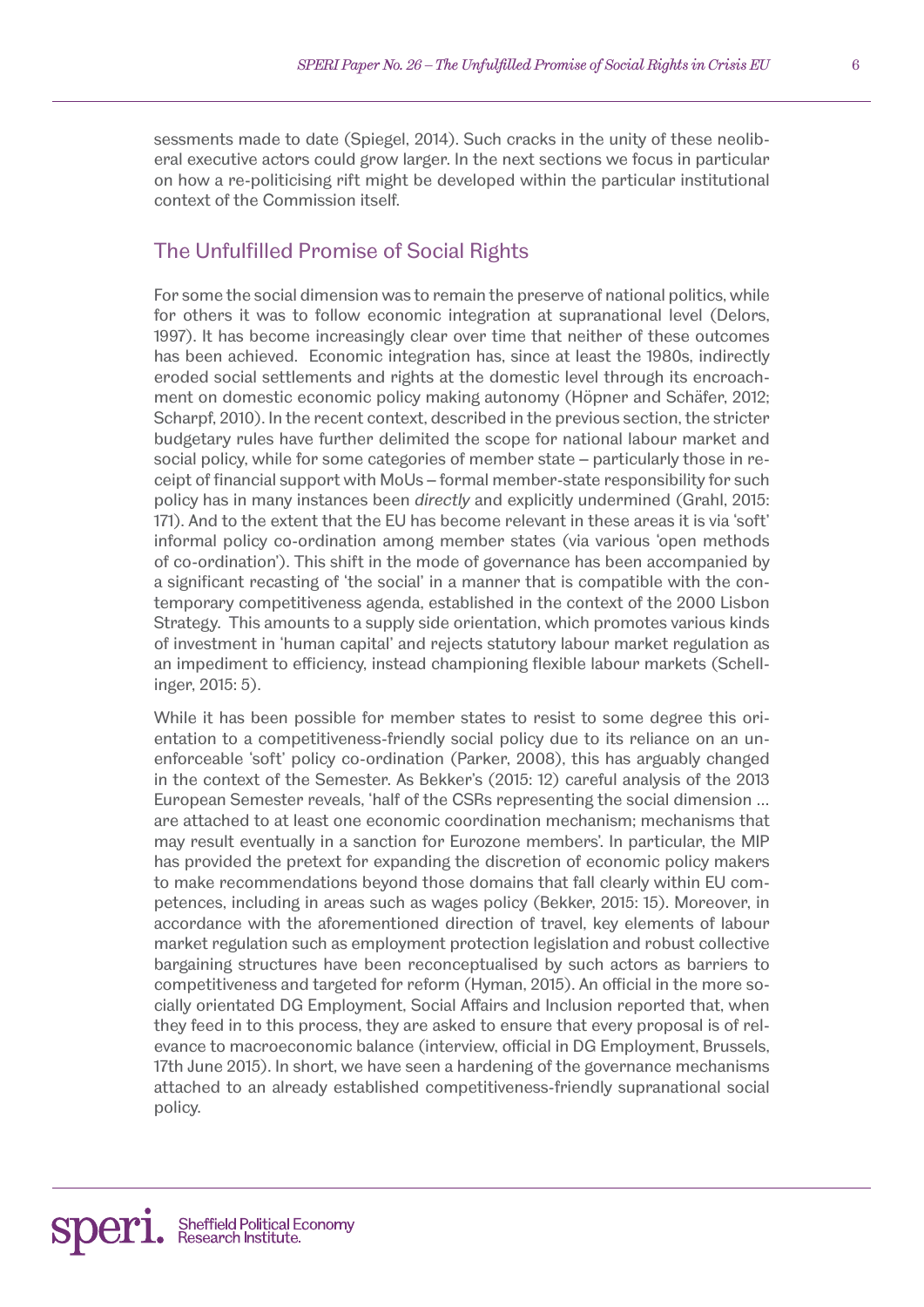sessments made to date (Spiegel, 2014). Such cracks in the unity of these neoliberal executive actors could grow larger. In the next sections we focus in particular on how a re-politicising rift might be developed within the particular institutional context of the Commission itself.

## The Unfulfilled Promise of Social Rights

For some the social dimension was to remain the preserve of national politics, while for others it was to follow economic integration at supranational level (Delors, 1997). It has become increasingly clear over time that neither of these outcomes has been achieved. Economic integration has, since at least the 1980s, indirectly eroded social settlements and rights at the domestic level through its encroachment on domestic economic policy making autonomy (Höpner and Schäfer, 2012; Scharpf, 2010). In the recent context, described in the previous section, the stricter budgetary rules have further delimited the scope for national labour market and social policy, while for some categories of member state – particularly those in receipt of financial support with MoUs – formal member-state responsibility for such policy has in many instances been *directly* and explicitly undermined (Grahl, 2015: 171). And to the extent that the EU has become relevant in these areas it is via 'soft' informal policy co-ordination among member states (via various 'open methods of co-ordination'). This shift in the mode of governance has been accompanied by a significant recasting of 'the social' in a manner that is compatible with the contemporary competitiveness agenda, established in the context of the 2000 Lisbon Strategy. This amounts to a supply side orientation, which promotes various kinds of investment in 'human capital' and rejects statutory labour market regulation as an impediment to efficiency, instead championing flexible labour markets (Schellinger, 2015: 5).

While it has been possible for member states to resist to some degree this orientation to a competitiveness-friendly social policy due to its reliance on an unenforceable 'soft' policy co-ordination (Parker, 2008), this has arguably changed in the context of the Semester. As Bekker's (2015: 12) careful analysis of the 2013 European Semester reveals, 'half of the CSRs representing the social dimension … are attached to at least one economic coordination mechanism; mechanisms that may result eventually in a sanction for Eurozone members'. In particular, the MIP has provided the pretext for expanding the discretion of economic policy makers to make recommendations beyond those domains that fall clearly within EU competences, including in areas such as wages policy (Bekker, 2015: 15). Moreover, in accordance with the aforementioned direction of travel, key elements of labour market regulation such as employment protection legislation and robust collective bargaining structures have been reconceptualised by such actors as barriers to competitiveness and targeted for reform (Hyman, 2015). An official in the more socially orientated DG Employment, Social Affairs and Inclusion reported that, when they feed in to this process, they are asked to ensure that every proposal is of relevance to macroeconomic balance (interview, official in DG Employment, Brussels, 17th June 2015). In short, we have seen a hardening of the governance mechanisms attached to an already established competitiveness-friendly supranational social policy.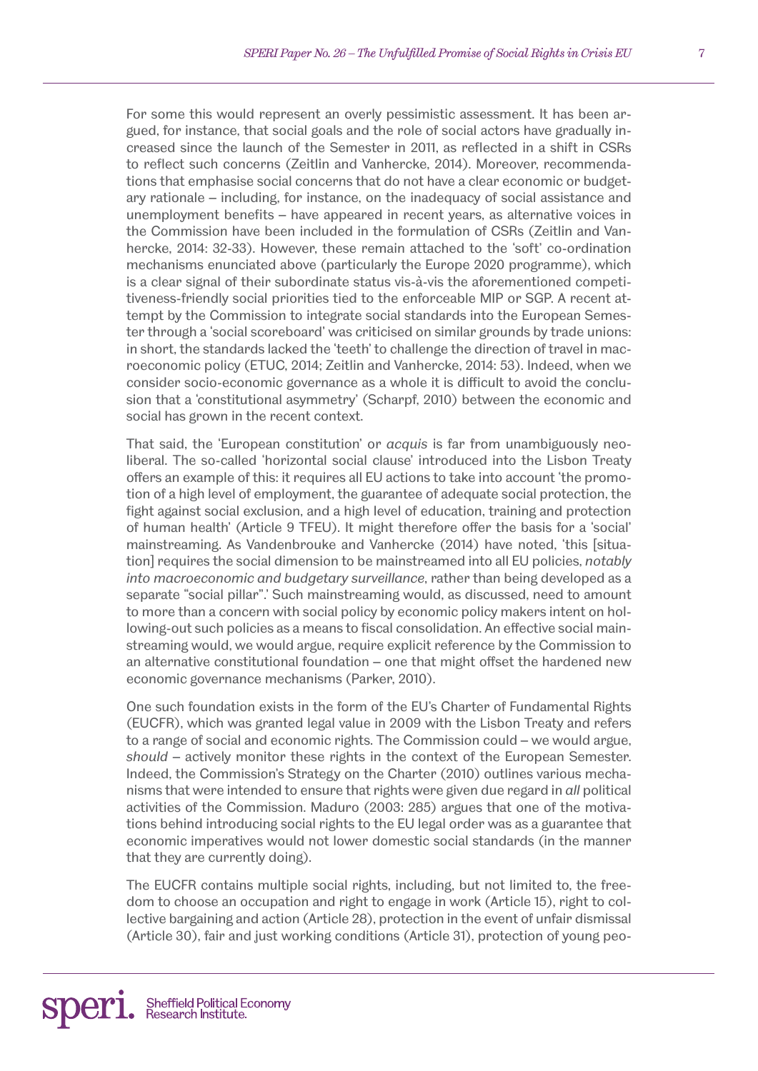For some this would represent an overly pessimistic assessment. It has been argued, for instance, that social goals and the role of social actors have gradually increased since the launch of the Semester in 2011, as reflected in a shift in CSRs to reflect such concerns (Zeitlin and Vanhercke, 2014). Moreover, recommendations that emphasise social concerns that do not have a clear economic or budgetary rationale – including, for instance, on the inadequacy of social assistance and unemployment benefits – have appeared in recent years, as alternative voices in the Commission have been included in the formulation of CSRs (Zeitlin and Vanhercke, 2014: 32-33). However, these remain attached to the 'soft' co-ordination mechanisms enunciated above (particularly the Europe 2020 programme), which is a clear signal of their subordinate status vis-à-vis the aforementioned competitiveness-friendly social priorities tied to the enforceable MIP or SGP. A recent attempt by the Commission to integrate social standards into the European Semester through a 'social scoreboard' was criticised on similar grounds by trade unions: in short, the standards lacked the 'teeth' to challenge the direction of travel in macroeconomic policy (ETUC, 2014; Zeitlin and Vanhercke, 2014: 53). Indeed, when we consider socio-economic governance as a whole it is difficult to avoid the conclusion that a 'constitutional asymmetry' (Scharpf, 2010) between the economic and social has grown in the recent context.

That said, the 'European constitution' or *acquis* is far from unambiguously neoliberal. The so-called 'horizontal social clause' introduced into the Lisbon Treaty offers an example of this: it requires all EU actions to take into account 'the promotion of a high level of employment, the guarantee of adequate social protection, the fight against social exclusion, and a high level of education, training and protection of human health' (Article 9 TFEU). It might therefore offer the basis for a 'social' mainstreaming. As Vandenbrouke and Vanhercke (2014) have noted, 'this [situation] requires the social dimension to be mainstreamed into all EU policies, *notably into macroeconomic and budgetary surveillance*, rather than being developed as a separate "social pillar".' Such mainstreaming would, as discussed, need to amount to more than a concern with social policy by economic policy makers intent on hollowing-out such policies as a means to fiscal consolidation. An effective social mainstreaming would, we would argue, require explicit reference by the Commission to an alternative constitutional foundation – one that might offset the hardened new economic governance mechanisms (Parker, 2010).

One such foundation exists in the form of the EU's Charter of Fundamental Rights (EUCFR), which was granted legal value in 2009 with the Lisbon Treaty and refers to a range of social and economic rights. The Commission could – we would argue, *should* – actively monitor these rights in the context of the European Semester. Indeed, the Commission's Strategy on the Charter (2010) outlines various mechanisms that were intended to ensure that rights were given due regard in *all* political activities of the Commission. Maduro (2003: 285) argues that one of the motivations behind introducing social rights to the EU legal order was as a guarantee that economic imperatives would not lower domestic social standards (in the manner that they are currently doing).

The EUCFR contains multiple social rights, including, but not limited to, the freedom to choose an occupation and right to engage in work (Article 15), right to collective bargaining and action (Article 28), protection in the event of unfair dismissal (Article 30), fair and just working conditions (Article 31), protection of young peo-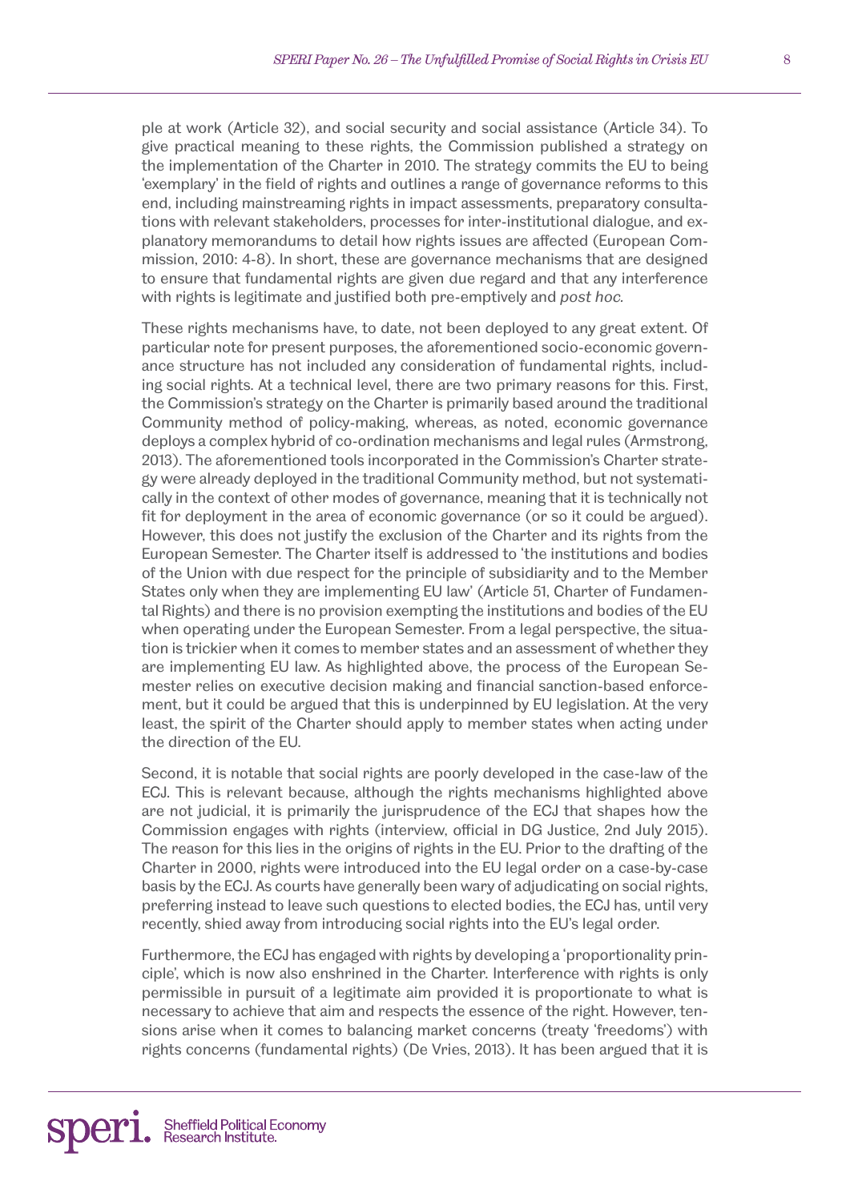ple at work (Article 32), and social security and social assistance (Article 34). To give practical meaning to these rights, the Commission published a strategy on the implementation of the Charter in 2010. The strategy commits the EU to being 'exemplary' in the field of rights and outlines a range of governance reforms to this end, including mainstreaming rights in impact assessments, preparatory consultations with relevant stakeholders, processes for inter-institutional dialogue, and explanatory memorandums to detail how rights issues are affected (European Commission, 2010: 4-8). In short, these are governance mechanisms that are designed to ensure that fundamental rights are given due regard and that any interference with rights is legitimate and justified both pre-emptively and *post hoc.*

These rights mechanisms have, to date, not been deployed to any great extent. Of particular note for present purposes, the aforementioned socio-economic governance structure has not included any consideration of fundamental rights, including social rights. At a technical level, there are two primary reasons for this. First, the Commission's strategy on the Charter is primarily based around the traditional Community method of policy-making, whereas, as noted, economic governance deploys a complex hybrid of co-ordination mechanisms and legal rules (Armstrong, 2013). The aforementioned tools incorporated in the Commission's Charter strategy were already deployed in the traditional Community method, but not systematically in the context of other modes of governance, meaning that it is technically not fit for deployment in the area of economic governance (or so it could be argued). However, this does not justify the exclusion of the Charter and its rights from the European Semester. The Charter itself is addressed to 'the institutions and bodies of the Union with due respect for the principle of subsidiarity and to the Member States only when they are implementing EU law' (Article 51, Charter of Fundamental Rights) and there is no provision exempting the institutions and bodies of the EU when operating under the European Semester. From a legal perspective, the situation is trickier when it comes to member states and an assessment of whether they are implementing EU law. As highlighted above, the process of the European Semester relies on executive decision making and financial sanction-based enforcement, but it could be argued that this is underpinned by EU legislation. At the very least, the spirit of the Charter should apply to member states when acting under the direction of the EU.

Second, it is notable that social rights are poorly developed in the case-law of the ECJ. This is relevant because, although the rights mechanisms highlighted above are not judicial, it is primarily the jurisprudence of the ECJ that shapes how the Commission engages with rights (interview, official in DG Justice, 2nd July 2015). The reason for this lies in the origins of rights in the EU. Prior to the drafting of the Charter in 2000, rights were introduced into the EU legal order on a case-by-case basis by the ECJ. As courts have generally been wary of adjudicating on social rights, preferring instead to leave such questions to elected bodies, the ECJ has, until very recently, shied away from introducing social rights into the EU's legal order.

Furthermore, the ECJ has engaged with rights by developing a 'proportionality principle', which is now also enshrined in the Charter. Interference with rights is only permissible in pursuit of a legitimate aim provided it is proportionate to what is necessary to achieve that aim and respects the essence of the right. However, tensions arise when it comes to balancing market concerns (treaty 'freedoms') with rights concerns (fundamental rights) (De Vries, 2013). It has been argued that it is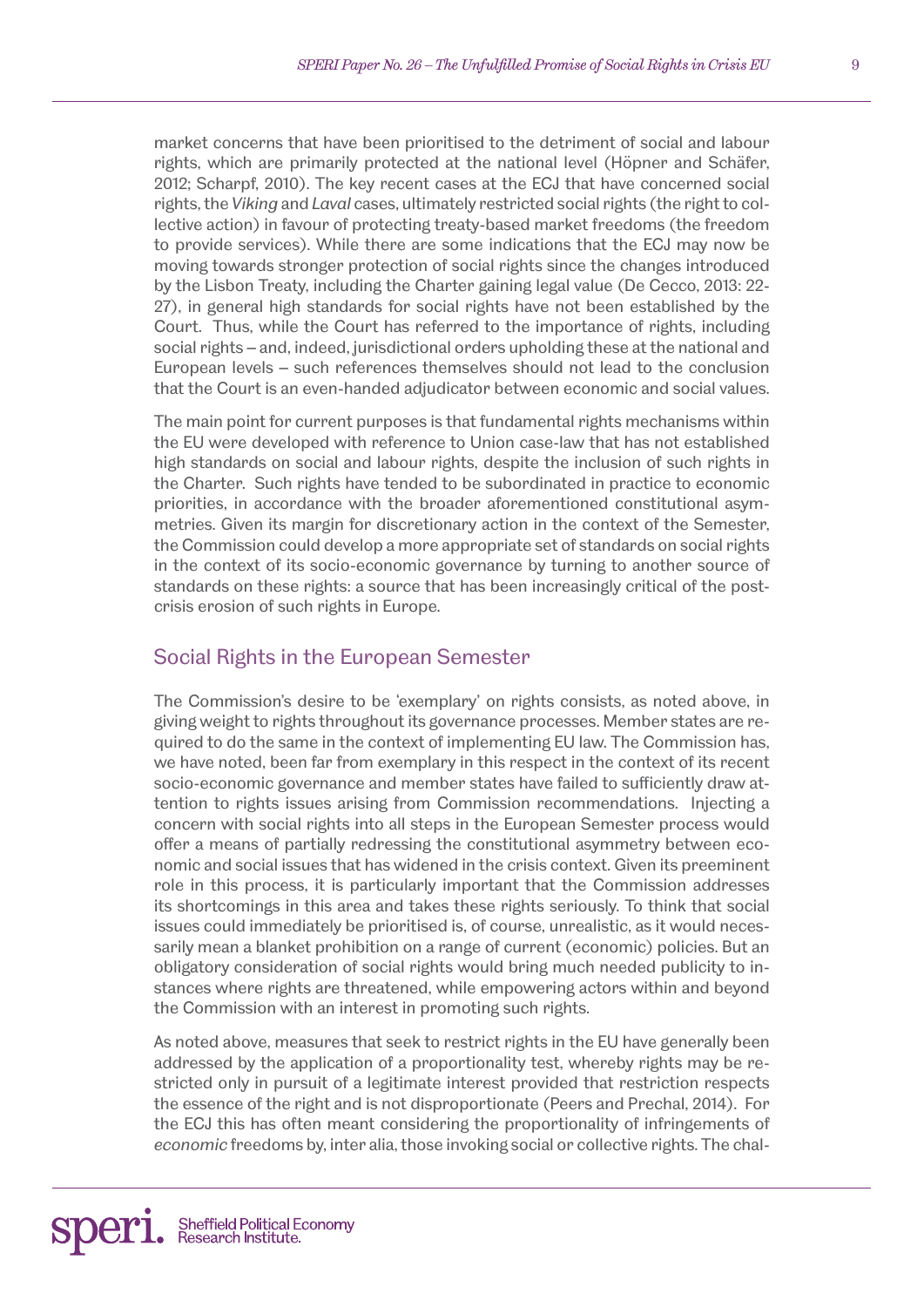market concerns that have been prioritised to the detriment of social and labour rights, which are primarily protected at the national level (Höpner and Schäfer, 2012; Scharpf, 2010). The key recent cases at the ECJ that have concerned social rights, the *Viking* and *Laval* cases, ultimately restricted social rights (the right to collective action) in favour of protecting treaty-based market freedoms (the freedom to provide services). While there are some indications that the ECJ may now be moving towards stronger protection of social rights since the changes introduced by the Lisbon Treaty, including the Charter gaining legal value (De Cecco, 2013: 22-27), in general high standards for social rights have not been established by the Court. Thus, while the Court has referred to the importance of rights, including social rights – and, indeed, jurisdictional orders upholding these at the national and European levels – such references themselves should not lead to the conclusion that the Court is an even-handed adjudicator between economic and social values.

The main point for current purposes is that fundamental rights mechanisms within the EU were developed with reference to Union case-law that has not established high standards on social and labour rights, despite the inclusion of such rights in the Charter. Such rights have tended to be subordinated in practice to economic priorities, in accordance with the broader aforementioned constitutional asymmetries. Given its margin for discretionary action in the context of the Semester, the Commission could develop a more appropriate set of standards on social rights in the context of its socio-economic governance by turning to another source of standards on these rights: a source that has been increasingly critical of the post-crisis erosion of such rights in Europe.

## Social Rights in the European Semester

The Commission's desire to be 'exemplary' on rights consists, as noted above, in giving weight to rights throughout its governance processes. Member states are required to do the same in the context of implementing EU law. The Commission has, we have noted, been far from exemplary in this respect in the context of its recent socio-economic governance and member states have failed to sufficiently draw attention to rights issues arising from Commission recommendations. Injecting a concern with social rights into all steps in the European Semester process would offer a means of partially redressing the constitutional asymmetry between economic and social issues that has widened in the crisis context. Given its preeminent role in this process, it is particularly important that the Commission addresses its shortcomings in this area and takes these rights seriously. To think that social issues could immediately be prioritised is, of course, unrealistic, as it would necessarily mean a blanket prohibition on a range of current (economic) policies. But an obligatory consideration of social rights would bring much needed publicity to instances where rights are threatened, while empowering actors within and beyond the Commission with an interest in promoting such rights.

As noted above, measures that seek to restrict rights in the EU have generally been addressed by the application of a proportionality test, whereby rights may be restricted only in pursuit of a legitimate interest provided that restriction respects the essence of the right and is not disproportionate (Peers and Prechal, 2014). For the ECJ this has often meant considering the proportionality of infringements of *economic* freedoms by, inter alia, those invoking social or collective rights. The chal-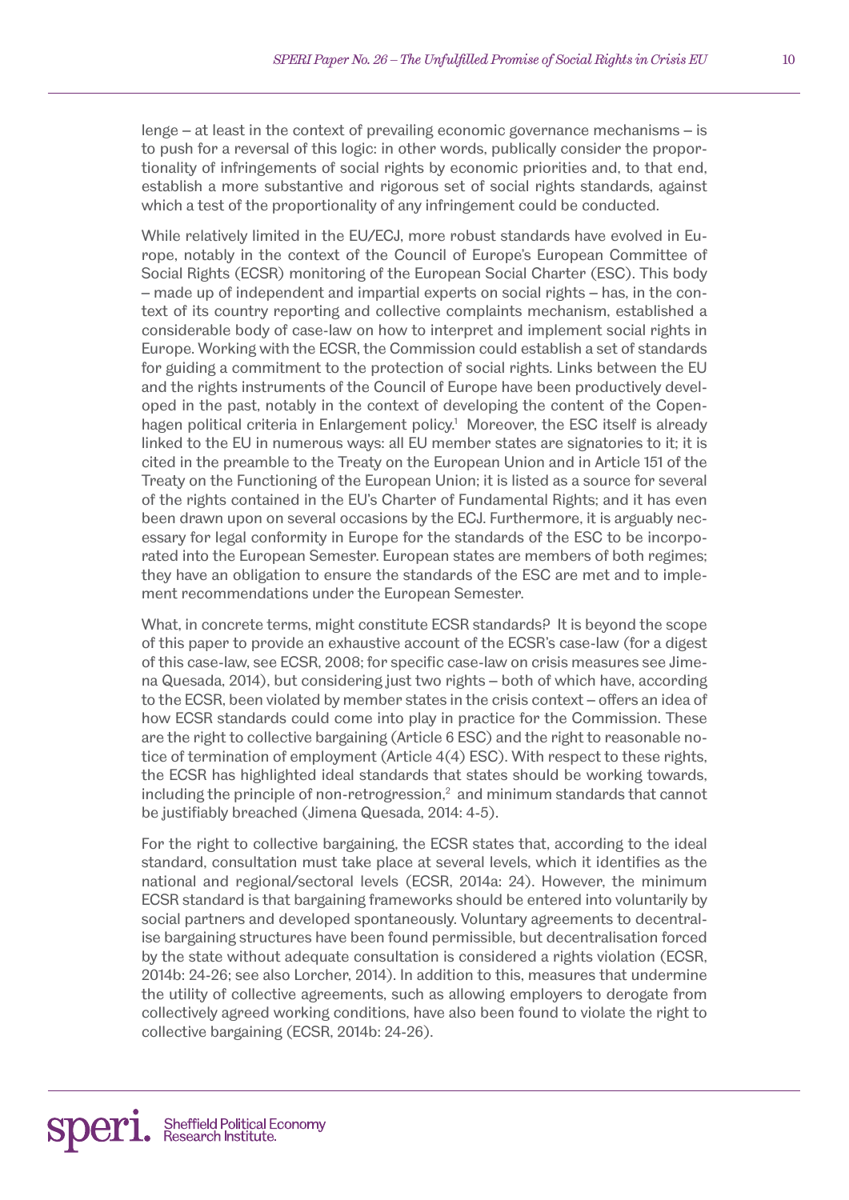lenge – at least in the context of prevailing economic governance mechanisms – is to push for a reversal of this logic: in other words, publically consider the proportionality of infringements of social rights by economic priorities and, to that end, establish a more substantive and rigorous set of social rights standards, against which a test of the proportionality of any infringement could be conducted.

While relatively limited in the EU/ECJ, more robust standards have evolved in Europe, notably in the context of the Council of Europe's European Committee of Social Rights (ECSR) monitoring of the European Social Charter (ESC). This body – made up of independent and impartial experts on social rights – has, in the context of its country reporting and collective complaints mechanism, established a considerable body of case-law on how to interpret and implement social rights in Europe. Working with the ECSR, the Commission could establish a set of standards for guiding a commitment to the protection of social rights. Links between the EU and the rights instruments of the Council of Europe have been productively developed in the past, notably in the context of developing the content of the Copenhagen political criteria in Enlargement policy.[1] Moreover, the ESC itself is already linked to the EU in numerous ways: all EU member states are signatories to it; it is cited in the preamble to the Treaty on the European Union and in Article 151 of the Treaty on the Functioning of the European Union; it is listed as a source for several of the rights contained in the EU's Charter of Fundamental Rights; and it has even been drawn upon on several occasions by the ECJ. Furthermore, it is arguably necessary for legal conformity in Europe for the standards of the ESC to be incorporated into the European Semester. European states are members of both regimes; they have an obligation to ensure the standards of the ESC are met and to implement recommendations under the European Semester.

What, in concrete terms, might constitute ECSR standards? It is beyond the scope of this paper to provide an exhaustive account of the ECSR's case-law (for a digest of this case-law, see ECSR, 2008; for specific case-law on crisis measures see Jimena Quesada, 2014), but considering just two rights – both of which have, according to the ECSR, been violated by member states in the crisis context – offers an idea of how ECSR standards could come into play in practice for the Commission. These are the right to collective bargaining (Article 6 ESC) and the right to reasonable notice of termination of employment (Article 4(4) ESC). With respect to these rights, the ECSR has highlighted ideal standards that states should be working towards, including the principle of non-retrogression,[2] and minimum standards that cannot be justifiably breached (Jimena Quesada, 2014: 4-5).

For the right to collective bargaining, the ECSR states that, according to the ideal standard, consultation must take place at several levels, which it identifies as the national and regional/sectoral levels (ECSR, 2014a: 24). However, the minimum ECSR standard is that bargaining frameworks should be entered into voluntarily by social partners and developed spontaneously. Voluntary agreements to decentralise bargaining structures have been found permissible, but decentralisation forced by the state without adequate consultation is considered a rights violation (ECSR, 2014b: 24-26; see also Lorcher, 2014). In addition to this, measures that undermine the utility of collective agreements, such as allowing employers to derogate from collectively agreed working conditions, have also been found to violate the right to collective bargaining (ECSR, 2014b: 24-26).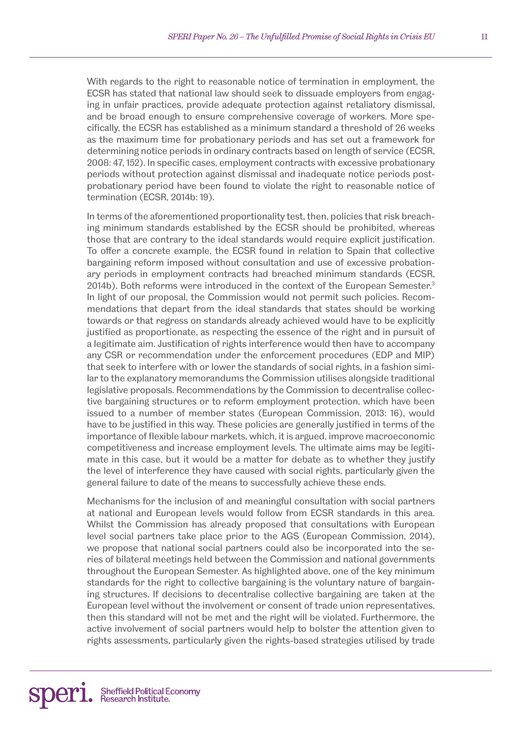With regards to the right to reasonable notice of termination in employment, the ECSR has stated that national law should seek to dissuade employers from engaging in unfair practices, provide adequate protection against retaliatory dismissal, and be broad enough to ensure comprehensive coverage of workers. More specifically, the ECSR has established as a minimum standard a threshold of 26 weeks as the maximum time for probationary periods and has set out a framework for determining notice periods in ordinary contracts based on length of service (ECSR, 2008: 47, 152). In specific cases, employment contracts with excessive probationary periods without protection against dismissal and inadequate notice periods post-probationary period have been found to violate the right to reasonable notice of termination (ECSR, 2014b: 19).

In terms of the aforementioned proportionality test, then, policies that risk breaching minimum standards established by the ECSR should be prohibited, whereas those that are contrary to the ideal standards would require explicit justification. To offer a concrete example, the ECSR found in relation to Spain that collective bargaining reform imposed without consultation and use of excessive probationary periods in employment contracts had breached minimum standards (ECSR, 2014b). Both reforms were introduced in the context of the European Semester.[3] In light of our proposal, the Commission would not permit such policies. Recommendations that depart from the ideal standards that states should be working towards or that regress on standards already achieved would have to be explicitly justified as proportionate, as respecting the essence of the right and in pursuit of a legitimate aim. Justification of rights interference would then have to accompany any CSR or recommendation under the enforcement procedures (EDP and MIP) that seek to interfere with or lower the standards of social rights, in a fashion similar to the explanatory memorandums the Commission utilises alongside traditional legislative proposals. Recommendations by the Commission to decentralise collective bargaining structures or to reform employment protection, which have been issued to a number of member states (European Commission, 2013: 16), would have to be justified in this way. These policies are generally justified in terms of the importance of flexible labour markets, which, it is argued, improve macroeconomic competitiveness and increase employment levels. The ultimate aims may be legitimate in this case, but it would be a matter for debate as to whether they justify the level of interference they have caused with social rights, particularly given the general failure to date of the means to successfully achieve these ends.

Mechanisms for the inclusion of and meaningful consultation with social partners at national and European levels would follow from ECSR standards in this area. Whilst the Commission has already proposed that consultations with European level social partners take place prior to the AGS (European Commission, 2014), we propose that national social partners could also be incorporated into the series of bilateral meetings held between the Commission and national governments throughout the European Semester. As highlighted above, one of the key minimum standards for the right to collective bargaining is the voluntary nature of bargaining structures. If decisions to decentralise collective bargaining are taken at the European level without the involvement or consent of trade union representatives, then this standard will not be met and the right will be violated. Furthermore, the active involvement of social partners would help to bolster the attention given to rights assessments, particularly given the rights-based strategies utilised by trade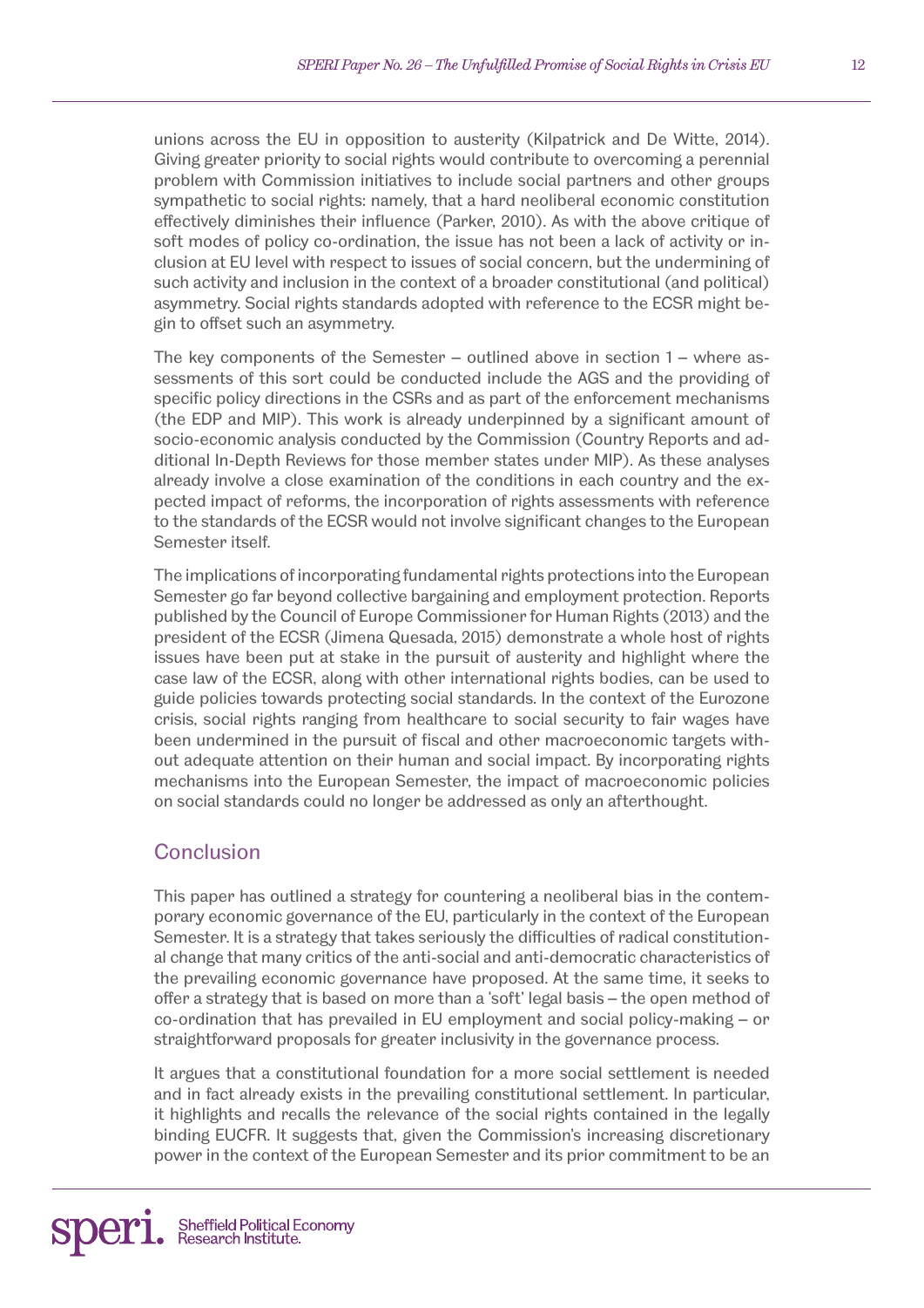unions across the EU in opposition to austerity (Kilpatrick and De Witte, 2014). Giving greater priority to social rights would contribute to overcoming a perennial problem with Commission initiatives to include social partners and other groups sympathetic to social rights: namely, that a hard neoliberal economic constitution effectively diminishes their influence (Parker, 2010). As with the above critique of soft modes of policy co-ordination, the issue has not been a lack of activity or inclusion at EU level with respect to issues of social concern, but the undermining of such activity and inclusion in the context of a broader constitutional (and political) asymmetry. Social rights standards adopted with reference to the ECSR might begin to offset such an asymmetry.

The key components of the Semester – outlined above in section 1 – where assessments of this sort could be conducted include the AGS and the providing of specific policy directions in the CSRs and as part of the enforcement mechanisms (the EDP and MIP). This work is already underpinned by a significant amount of socio-economic analysis conducted by the Commission (Country Reports and additional In-Depth Reviews for those member states under MIP). As these analyses already involve a close examination of the conditions in each country and the expected impact of reforms, the incorporation of rights assessments with reference to the standards of the ECSR would not involve significant changes to the European Semester itself.

The implications of incorporating fundamental rights protections into the European Semester go far beyond collective bargaining and employment protection. Reports published by the Council of Europe Commissioner for Human Rights (2013) and the president of the ECSR (Jimena Quesada, 2015) demonstrate a whole host of rights issues have been put at stake in the pursuit of austerity and highlight where the case law of the ECSR, along with other international rights bodies, can be used to guide policies towards protecting social standards. In the context of the Eurozone crisis, social rights ranging from healthcare to social security to fair wages have been undermined in the pursuit of fiscal and other macroeconomic targets without adequate attention on their human and social impact. By incorporating rights mechanisms into the European Semester, the impact of macroeconomic policies on social standards could no longer be addressed as only an afterthought.

## Conclusion

This paper has outlined a strategy for countering a neoliberal bias in the contemporary economic governance of the EU, particularly in the context of the European Semester. It is a strategy that takes seriously the difficulties of radical constitutional change that many critics of the anti-social and anti-democratic characteristics of the prevailing economic governance have proposed. At the same time, it seeks to offer a strategy that is based on more than a 'soft' legal basis – the open method of co-ordination that has prevailed in EU employment and social policy-making – or straightforward proposals for greater inclusivity in the governance process.

It argues that a constitutional foundation for a more social settlement is needed and in fact already exists in the prevailing constitutional settlement. In particular, it highlights and recalls the relevance of the social rights contained in the legally binding EUCFR. It suggests that, given the Commission's increasing discretionary power in the context of the European Semester and its prior commitment to be an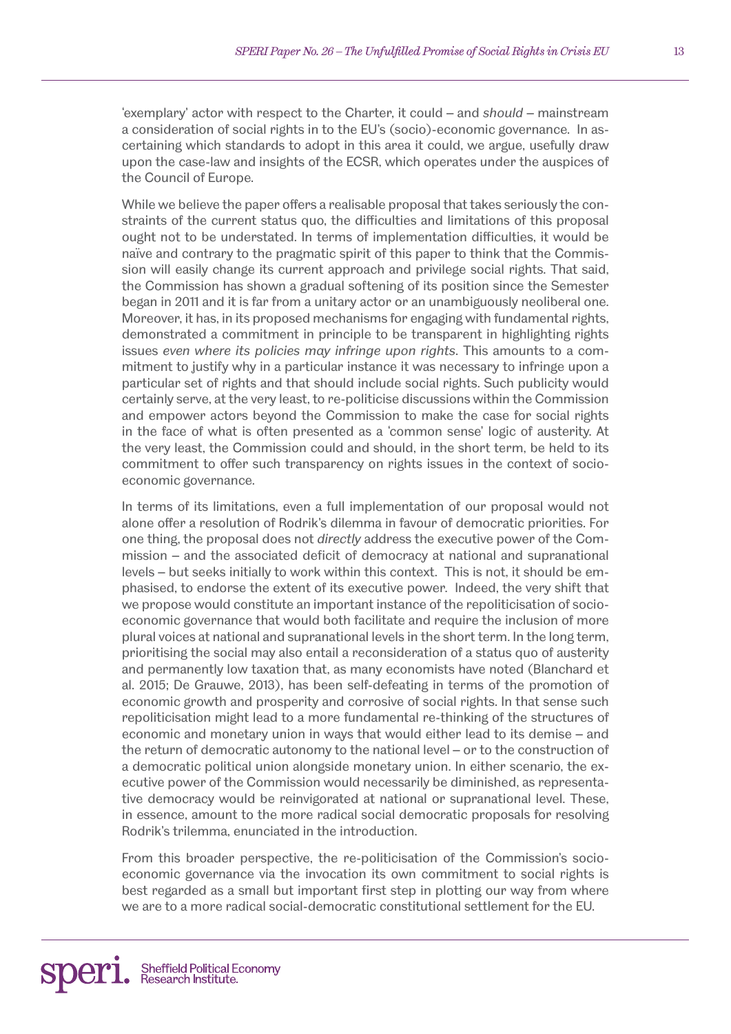'exemplary' actor with respect to the Charter, it could – and *should* – mainstream a consideration of social rights in to the EU's (socio)-economic governance. In ascertaining which standards to adopt in this area it could, we argue, usefully draw upon the case-law and insights of the ECSR, which operates under the auspices of the Council of Europe.

While we believe the paper offers a realisable proposal that takes seriously the constraints of the current status quo, the difficulties and limitations of this proposal ought not to be understated. In terms of implementation difficulties, it would be naïve and contrary to the pragmatic spirit of this paper to think that the Commission will easily change its current approach and privilege social rights. That said, the Commission has shown a gradual softening of its position since the Semester began in 2011 and it is far from a unitary actor or an unambiguously neoliberal one. Moreover, it has, in its proposed mechanisms for engaging with fundamental rights, demonstrated a commitment in principle to be transparent in highlighting rights issues *even where its policies may infringe upon rights*. This amounts to a commitment to justify why in a particular instance it was necessary to infringe upon a particular set of rights and that should include social rights. Such publicity would certainly serve, at the very least, to re-politicise discussions within the Commission and empower actors beyond the Commission to make the case for social rights in the face of what is often presented as a 'common sense' logic of austerity. At the very least, the Commission could and should, in the short term, be held to its commitment to offer such transparency on rights issues in the context of socio-economic governance.

In terms of its limitations, even a full implementation of our proposal would not alone offer a resolution of Rodrik's dilemma in favour of democratic priorities. For one thing, the proposal does not *directly* address the executive power of the Commission – and the associated deficit of democracy at national and supranational levels – but seeks initially to work within this context. This is not, it should be emphasised, to endorse the extent of its executive power. Indeed, the very shift that we propose would constitute an important instance of the repoliticisation of socio-economic governance that would both facilitate and require the inclusion of more plural voices at national and supranational levels in the short term. In the long term, prioritising the social may also entail a reconsideration of a status quo of austerity and permanently low taxation that, as many economists have noted (Blanchard et al. 2015; De Grauwe, 2013), has been self-defeating in terms of the promotion of economic growth and prosperity and corrosive of social rights. In that sense such repoliticisation might lead to a more fundamental re-thinking of the structures of economic and monetary union in ways that would either lead to its demise – and the return of democratic autonomy to the national level – or to the construction of a democratic political union alongside monetary union. In either scenario, the executive power of the Commission would necessarily be diminished, as representative democracy would be reinvigorated at national or supranational level. These, in essence, amount to the more radical social democratic proposals for resolving Rodrik's trilemma, enunciated in the introduction.

From this broader perspective, the re-politicisation of the Commission's socio-economic governance via the invocation its own commitment to social rights is best regarded as a small but important first step in plotting our way from where we are to a more radical social-democratic constitutional settlement for the EU.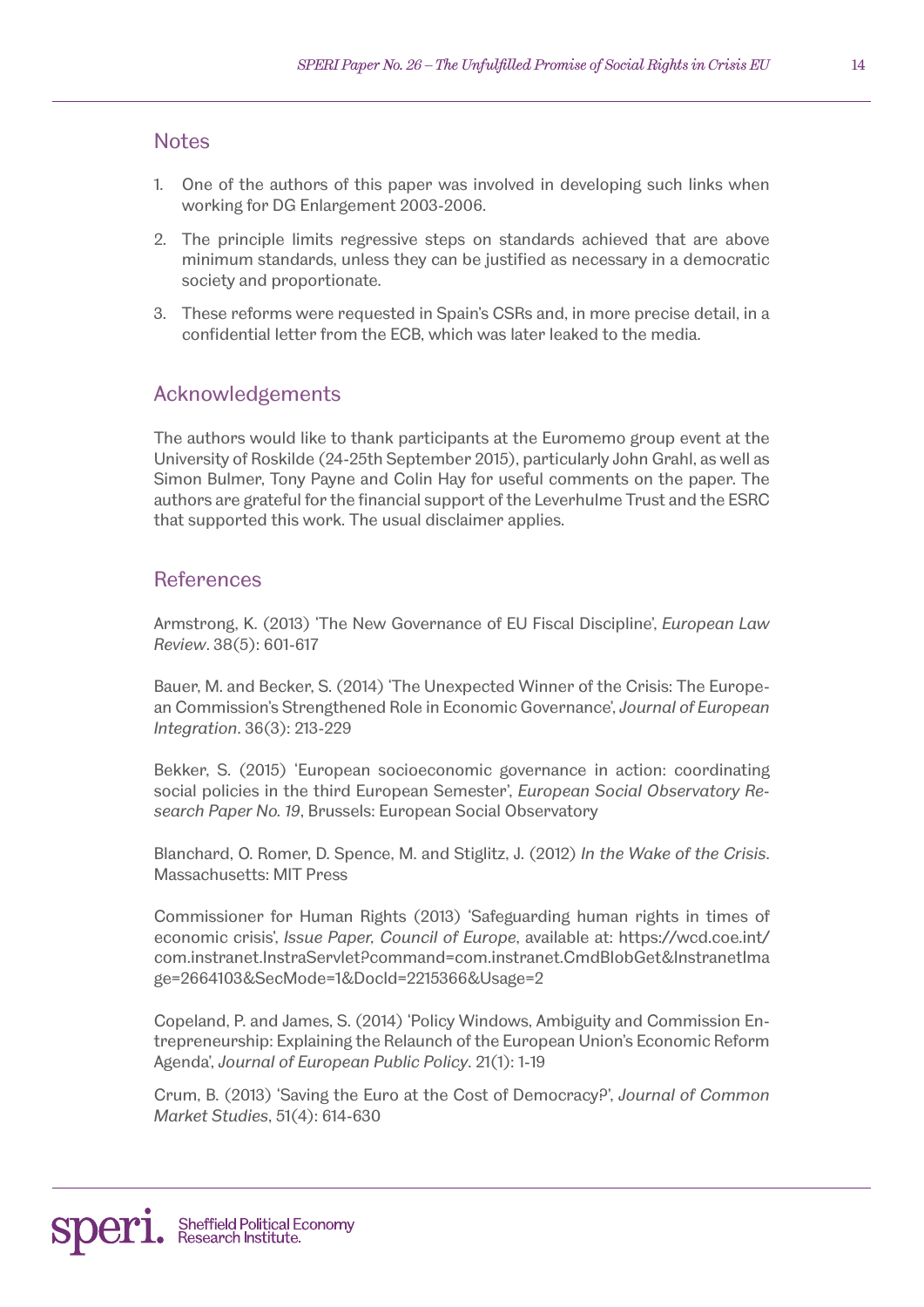## Notes

1. One of the authors of this paper was involved in developing such links when working for DG Enlargement 2003-2006.
2. The principle limits regressive steps on standards achieved that are above minimum standards, unless they can be justified as necessary in a democratic society and proportionate.
3. These reforms were requested in Spain's CSRs and, in more precise detail, in a confidential letter from the ECB, which was later leaked to the media.

## Acknowledgements

The authors would like to thank participants at the Euromemo group event at the University of Roskilde (24-25th September 2015), particularly John Grahl, as well as Simon Bulmer, Tony Payne and Colin Hay for useful comments on the paper. The authors are grateful for the financial support of the Leverhulme Trust and the ESRC that supported this work. The usual disclaimer applies.

## References

Armstrong, K. (2013) 'The New Governance of EU Fiscal Discipline', *European Law Review*. 38(5): 601-617

Bauer, M. and Becker, S. (2014) 'The Unexpected Winner of the Crisis: The European Commission's Strengthened Role in Economic Governance', *Journal of European Integration*. 36(3): 213-229

Bekker, S. (2015) 'European socioeconomic governance in action: coordinating social policies in the third European Semester', *European Social Observatory Research Paper No. 19*, Brussels: European Social Observatory

Blanchard, O. Romer, D. Spence, M. and Stiglitz, J. (2012) *In the Wake of the Crisis*. Massachusetts: MIT Press

Commissioner for Human Rights (2013) 'Safeguarding human rights in times of economic crisis', *Issue Paper, Council of Europe*, available at: https://wcd.coe.int/com.instranet.InstraServlet?command=com.instranet.CmdBlobGet&InstranetImage=2664103&SecMode=1&DocId=2215366&Usage=2

Copeland, P. and James, S. (2014) 'Policy Windows, Ambiguity and Commission Entrepreneurship: Explaining the Relaunch of the European Union's Economic Reform Agenda', *Journal of European Public Policy*. 21(1): 1-19

Crum, B. (2013) 'Saving the Euro at the Cost of Democracy?', *Journal of Common Market Studies*, 51(4): 614-630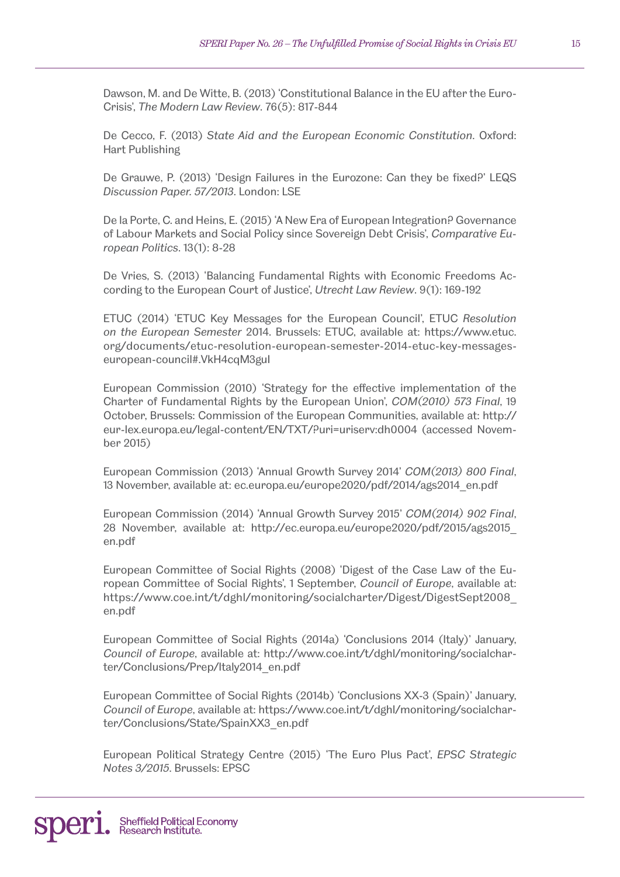Dawson, M. and De Witte, B. (2013) 'Constitutional Balance in the EU after the Euro-Crisis', *The Modern Law Review*. 76(5): 817-844

De Cecco, F. (2013) *State Aid and the European Economic Constitution*. Oxford: Hart Publishing

De Grauwe, P. (2013) 'Design Failures in the Eurozone: Can they be fixed?' LEQS *Discussion Paper. 57/2013*. London: LSE

De la Porte, C. and Heins, E. (2015) 'A New Era of European Integration? Governance of Labour Markets and Social Policy since Sovereign Debt Crisis', *Comparative European Politics*. 13(1): 8-28

De Vries, S. (2013) 'Balancing Fundamental Rights with Economic Freedoms According to the European Court of Justice', *Utrecht Law Review*. 9(1): 169-192

ETUC (2014) 'ETUC Key Messages for the European Council', ETUC *Resolution on the European Semester* 2014. Brussels: ETUC, available at: https://www.etuc.org/documents/etuc-resolution-european-semester-2014-etuc-key-messages-european-council#.VkH4cqM3gul

European Commission (2010) 'Strategy for the effective implementation of the Charter of Fundamental Rights by the European Union', *COM(2010) 573 Final*, 19 October, Brussels: Commission of the European Communities, available at: http://eur-lex.europa.eu/legal-content/EN/TXT/?uri=uriserv:dh0004 (accessed November 2015)

European Commission (2013) 'Annual Growth Survey 2014' *COM(2013) 800 Final*, 13 November, available at: ec.europa.eu/europe2020/pdf/2014/ags2014_en.pdf

European Commission (2014) 'Annual Growth Survey 2015' *COM(2014) 902 Final*, 28 November, available at: http://ec.europa.eu/europe2020/pdf/2015/ags2015_en.pdf

European Committee of Social Rights (2008) 'Digest of the Case Law of the European Committee of Social Rights', 1 September, *Council of Europe*, available at: https://www.coe.int/t/dghl/monitoring/socialcharter/Digest/DigestSept2008_en.pdf

European Committee of Social Rights (2014a) 'Conclusions 2014 (Italy)' January, *Council of Europe*, available at: http://www.coe.int/t/dghl/monitoring/socialcharter/Conclusions/Prep/Italy2014_en.pdf

European Committee of Social Rights (2014b) 'Conclusions XX-3 (Spain)' January, *Council of Europe*, available at: https://www.coe.int/t/dghl/monitoring/socialcharter/Conclusions/State/SpainXX3_en.pdf

European Political Strategy Centre (2015) 'The Euro Plus Pact', *EPSC Strategic Notes 3/2015*. Brussels: EPSC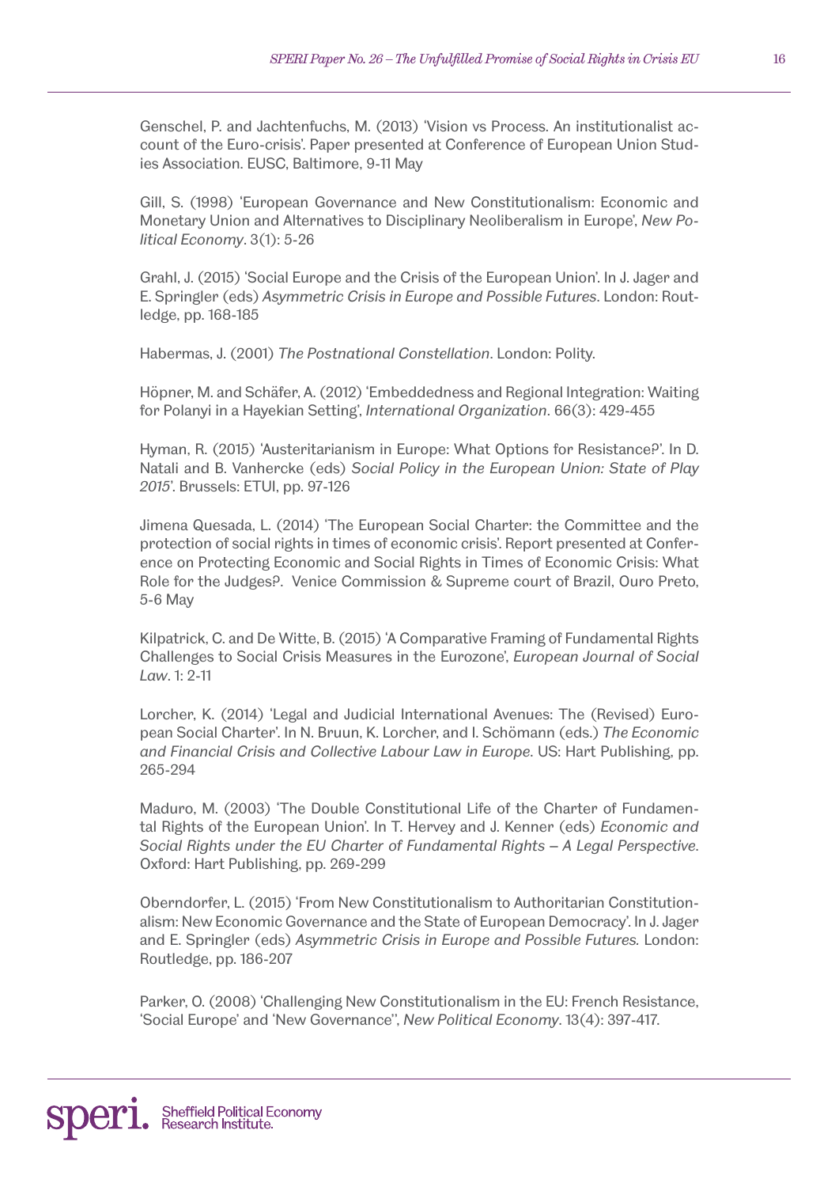Genschel, P. and Jachtenfuchs, M. (2013) 'Vision vs Process. An institutionalist account of the Euro-crisis'. Paper presented at Conference of European Union Studies Association. EUSC, Baltimore, 9-11 May

Gill, S. (1998) 'European Governance and New Constitutionalism: Economic and Monetary Union and Alternatives to Disciplinary Neoliberalism in Europe', *New Political Economy*. 3(1): 5-26

Grahl, J. (2015) 'Social Europe and the Crisis of the European Union'. In J. Jager and E. Springler (eds) *Asymmetric Crisis in Europe and Possible Futures*. London: Routledge, pp. 168-185

Habermas, J. (2001) *The Postnational Constellation*. London: Polity.

Höpner, M. and Schäfer, A. (2012) 'Embeddedness and Regional Integration: Waiting for Polanyi in a Hayekian Setting', *International Organization*. 66(3): 429-455

Hyman, R. (2015) 'Austeritarianism in Europe: What Options for Resistance?'. In D. Natali and B. Vanhercke (eds) *Social Policy in the European Union: State of Play 2015*'. Brussels: ETUI, pp. 97-126

Jimena Quesada, L. (2014) 'The European Social Charter: the Committee and the protection of social rights in times of economic crisis'. Report presented at Conference on Protecting Economic and Social Rights in Times of Economic Crisis: What Role for the Judges?. Venice Commission & Supreme court of Brazil, Ouro Preto, 5-6 May

Kilpatrick, C. and De Witte, B. (2015) 'A Comparative Framing of Fundamental Rights Challenges to Social Crisis Measures in the Eurozone', *European Journal of Social Law*. 1: 2-11

Lorcher, K. (2014) 'Legal and Judicial International Avenues: The (Revised) European Social Charter'. In N. Bruun, K. Lorcher, and I. Schömann (eds.) *The Economic and Financial Crisis and Collective Labour Law in Europe*. US: Hart Publishing, pp. 265-294

Maduro, M. (2003) 'The Double Constitutional Life of the Charter of Fundamental Rights of the European Union'. In T. Hervey and J. Kenner (eds) *Economic and Social Rights under the EU Charter of Fundamental Rights – A Legal Perspective*. Oxford: Hart Publishing, pp. 269-299

Oberndorfer, L. (2015) 'From New Constitutionalism to Authoritarian Constitutionalism: New Economic Governance and the State of European Democracy'. In J. Jager and E. Springler (eds) *Asymmetric Crisis in Europe and Possible Futures.* London: Routledge, pp. 186-207

Parker, O. (2008) 'Challenging New Constitutionalism in the EU: French Resistance, 'Social Europe' and 'New Governance'', *New Political Economy*. 13(4): 397-417.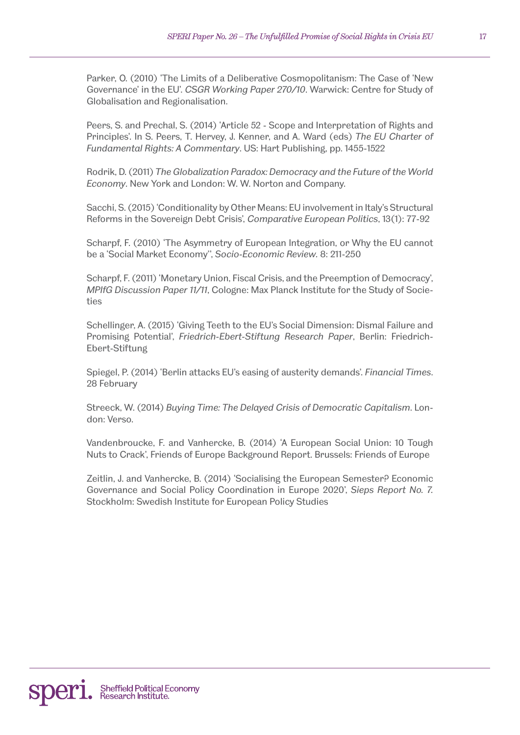Parker, O. (2010) 'The Limits of a Deliberative Cosmopolitanism: The Case of 'New Governance' in the EU'. *CSGR Working Paper 270/10*. Warwick: Centre for Study of Globalisation and Regionalisation.

Peers, S. and Prechal, S. (2014) 'Article 52 - Scope and Interpretation of Rights and Principles'. In S. Peers, T. Hervey, J. Kenner, and A. Ward (eds) *The EU Charter of Fundamental Rights: A Commentary*. US: Hart Publishing, pp. 1455-1522

Rodrik, D. (2011) *The Globalization Paradox: Democracy and the Future of the World Economy*. New York and London: W. W. Norton and Company.

Sacchi, S. (2015) 'Conditionality by Other Means: EU involvement in Italy's Structural Reforms in the Sovereign Debt Crisis', *Comparative European Politics*, 13(1): 77-92

Scharpf, F. (2010) 'The Asymmetry of European Integration, or Why the EU cannot be a 'Social Market Economy'', *Socio-Economic Review*. 8: 211-250

Scharpf, F. (2011) 'Monetary Union, Fiscal Crisis, and the Preemption of Democracy', *MPIfG Discussion Paper 11/11*, Cologne: Max Planck Institute for the Study of Societies

Schellinger, A. (2015) 'Giving Teeth to the EU's Social Dimension: Dismal Failure and Promising Potential', *Friedrich-Ebert-Stiftung Research Paper*, Berlin: Friedrich-Ebert-Stiftung

Spiegel, P. (2014) 'Berlin attacks EU's easing of austerity demands'. *Financial Times*. 28 February

Streeck, W. (2014) *Buying Time: The Delayed Crisis of Democratic Capitalism*. London: Verso.

Vandenbroucke, F. and Vanhercke, B. (2014) 'A European Social Union: 10 Tough Nuts to Crack', Friends of Europe Background Report. Brussels: Friends of Europe

Zeitlin, J. and Vanhercke, B. (2014) 'Socialising the European Semester? Economic Governance and Social Policy Coordination in Europe 2020', *Sieps Report No. 7.* Stockholm: Swedish Institute for European Policy Studies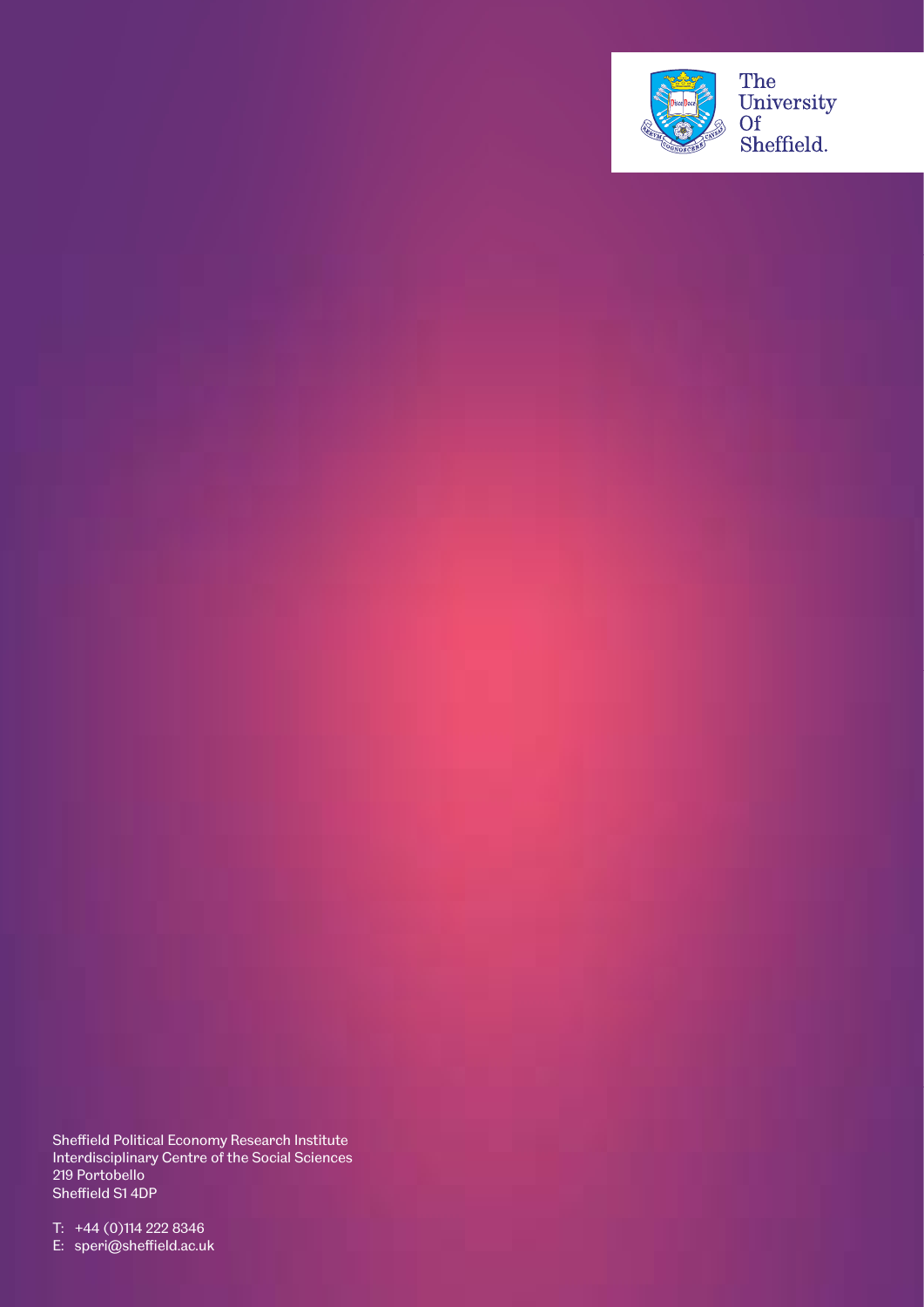The University Of Sheffield.

Sheffield Political Economy Research Institute
Interdisciplinary Centre of the Social Sciences
219 Portobello
Sheffield S1 4DP

T: +44 (0)114 222 8346
E: speri@sheffield.ac.uk